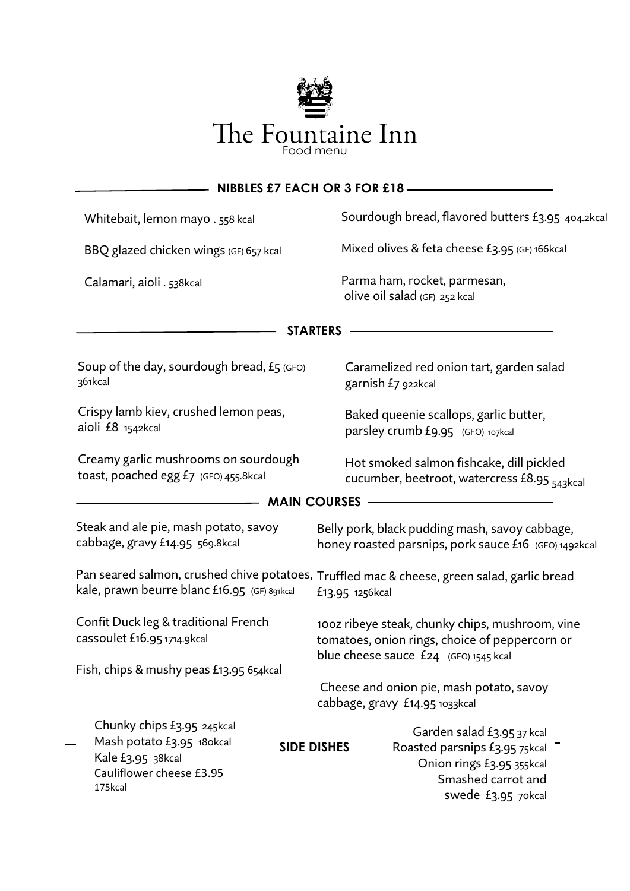# The Fountaine Inn

Food menu

## NIBBLES £7 EACH OR 3 FOR £18

Whitebait, lemon mayo . 558 kcal

BBQ glazed chicken wings (GF) 657 kcal

Calamari, aioli . 538kcal

Sourdough bread, flavored butters £3.95 404.2kcal

Mixed olives & feta cheese £3.95 (GF) 166kcal

Parma ham, rocket, parmesan, olive oil salad (GF) 252 kcal

## STARTERS

Soup of the day, sourdough bread, £5 (GFO) 361kcal

Crispy lamb kiev, crushed lemon peas, aioli £8 1542kcal

Creamy garlic mushrooms on sourdough toast, poached egg £7 (GFO) 455.8kcal

Caramelized red onion tart, garden salad garnish £7 922kcal

Baked queenie scallops, garlic butter, parsley crumb £9.95 (GFO) 107kcal

Hot smoked salmon fishcake, dill pickled cucumber, beetroot, watercress £8.95 543kcal

## MAIN COURSES

Steak and ale pie, mash potato, savoy cabbage, gravy £14.95 569.8kcal

Pan seared salmon, crushed chive potatoes, kale, prawn beurre blanc £16.95 (GF) 891kcal

Confit Duck leg & traditional French cassoulet £16.95 1714.9kcal

Fish, chips & mushy peas £13.95 654kcal

Belly pork, black pudding mash, savoy cabbage, honey roasted parsnips, pork sauce £16 (GFO) 1492kcal

Truffled mac & cheese, green salad, garlic bread £13.95 1256kcal

10oz ribeye steak, chunky chips, mushroom, vine tomatoes, onion rings, choice of peppercorn or blue cheese sauce £24 (GFO) 1545 kcal

Cheese and onion pie, mash potato, savoy cabbage, gravy £14.95 1033kcal

## SIDE DISHES

Chunky chips £3.95 245kcal

Mash potato £3.95 180kcal

Kale £3.95 38kcal

Cauliflower cheese £3.95 175kcal

Garden salad £3.95 37 kcal

Roasted parsnips £3.95 75kcal

Onion rings £3.95 355kcal

Smashed carrot and swede £3.95 70kcal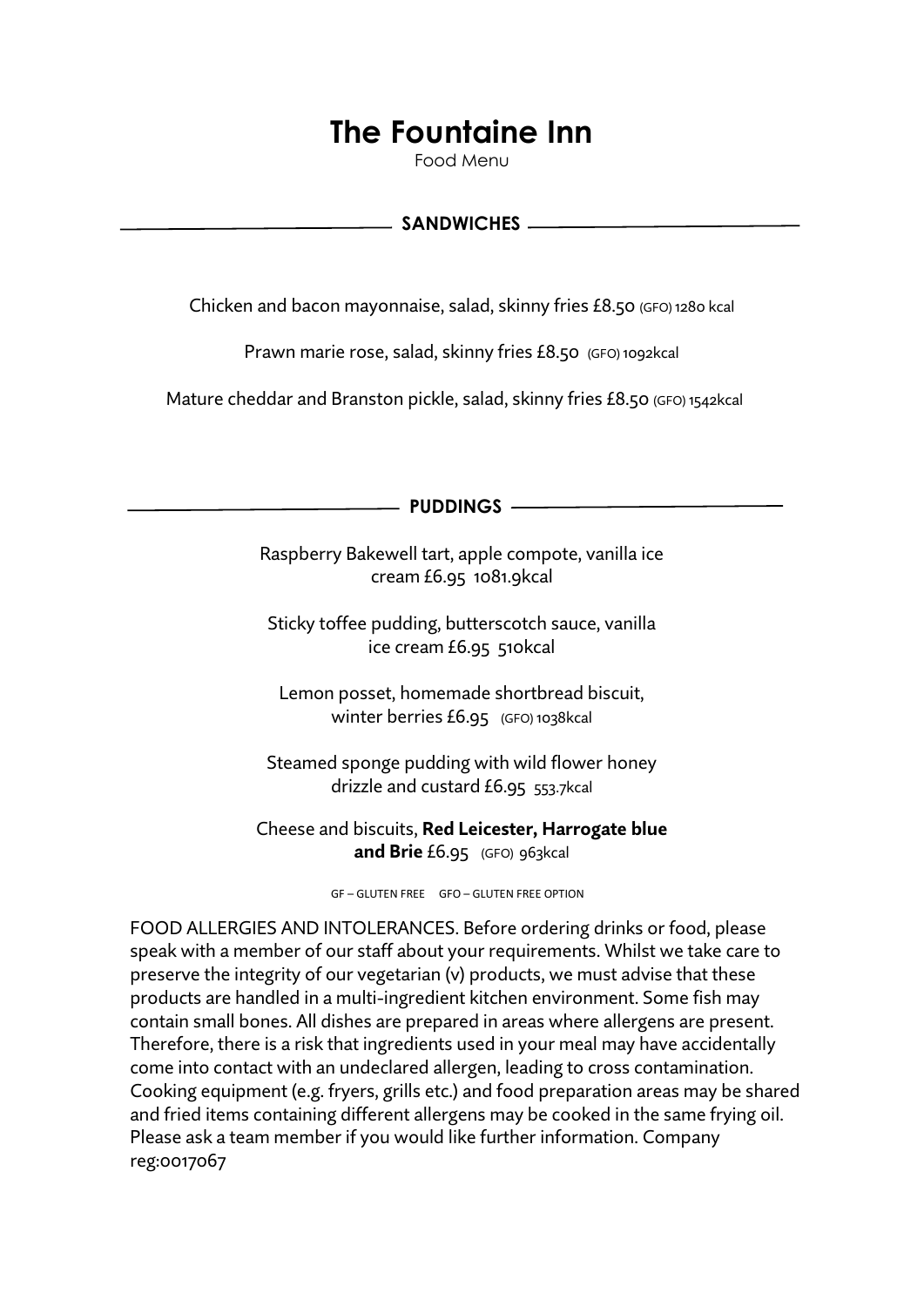# The Fountaine Inn

Food Menu

## SANDWICHES

Chicken and bacon mayonnaise, salad, skinny fries £8.50 (GFO) 1280 kcal

Prawn marie rose, salad, skinny fries £8.50 (GFO) 1092kcal

Mature cheddar and Branston pickle, salad, skinny fries £8.50 (GFO) 1542kcal

## PUDDINGS

Raspberry Bakewell tart, apple compote, vanilla ice cream £6.95 1081.9kcal

Sticky toffee pudding, butterscotch sauce, vanilla ice cream £6.95 510kcal

Lemon posset, homemade shortbread biscuit, winter berries £6.95 (GFO) 1038kcal

Steamed sponge pudding with wild flower honey drizzle and custard £6.95 553.7kcal

Cheese and biscuits, **Red Leicester, Harrogate blue and Brie** £6.95 (GFO) 963kcal

GF – GLUTEN FREE GFO – GLUTEN FREE OPTION

FOOD ALLERGIES AND INTOLERANCES. Before ordering drinks or food, please speak with a member of our staff about your requirements. Whilst we take care to preserve the integrity of our vegetarian (v) products, we must advise that these products are handled in a multi-ingredient kitchen environment. Some fish may contain small bones. All dishes are prepared in areas where allergens are present. Therefore, there is a risk that ingredients used in your meal may have accidentally come into contact with an undeclared allergen, leading to cross contamination. Cooking equipment (e.g. fryers, grills etc.) and food preparation areas may be shared and fried items containing different allergens may be cooked in the same frying oil. Please ask a team member if you would like further information. Company reg:0017067